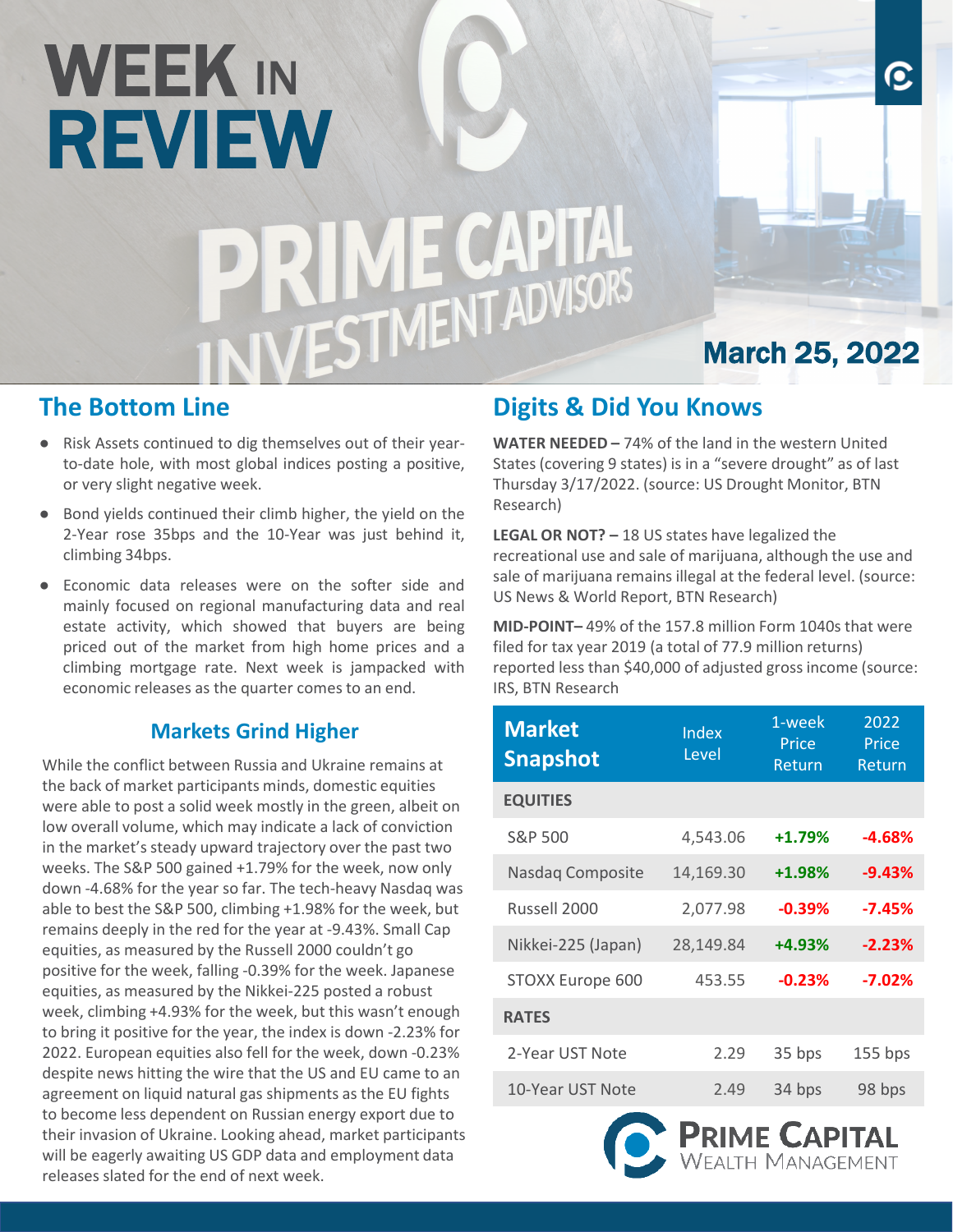# WEEK IN REVIEW

March 25, 2022

## The Bottom Line

- Risk Assets continued to dig themselves out of their year-to-date hole, with most global indices posting a positive, or very slight negative week.
- Bond yields continued their climb higher, the yield on the 2-Year rose 35bps and the 10-Year was just behind it, climbing 34bps.
- Economic data releases were on the softer side and mainly focused on regional manufacturing data and real estate activity, which showed that buyers are being priced out of the market from high home prices and a climbing mortgage rate. Next week is jampacked with economic releases as the quarter comes to an end.

### Markets Grind Higher

While the conflict between Russia and Ukraine remains at the back of market participants minds, domestic equities were able to post a solid week mostly in the green, albeit on low overall volume, which may indicate a lack of conviction in the market's steady upward trajectory over the past two weeks. The S&P 500 gained +1.79% for the week, now only down -4.68% for the year so far. The tech-heavy Nasdaq was able to best the S&P 500, climbing +1.98% for the week, but remains deeply in the red for the year at -9.43%. Small Cap equities, as measured by the Russell 2000 couldn't go positive for the week, falling -0.39% for the week. Japanese equities, as measured by the Nikkei-225 posted a robust week, climbing +4.93% for the week, but this wasn't enough to bring it positive for the year, the index is down -2.23% for 2022. European equities also fell for the week, down -0.23% despite news hitting the wire that the US and EU came to an agreement on liquid natural gas shipments as the EU fights to become less dependent on Russian energy export due to their invasion of Ukraine. Looking ahead, market participants will be eagerly awaiting US GDP data and employment data releases slated for the end of next week.

## Digits & Did You Knows

**WATER NEEDED –** 74% of the land in the western United States (covering 9 states) is in a "severe drought" as of last Thursday 3/17/2022. (source: US Drought Monitor, BTN Research)

**LEGAL OR NOT? –** 18 US states have legalized the recreational use and sale of marijuana, although the use and sale of marijuana remains illegal at the federal level. (source: US News & World Report, BTN Research)

**MID-POINT–** 49% of the 157.8 million Form 1040s that were filed for tax year 2019 (a total of 77.9 million returns) reported less than $40,000 of adjusted gross income (source: IRS, BTN Research

| Market Snapshot | Index Level | 1-week Price Return | 2022 Price Return |
|---|---|---|---|
| **EQUITIES** | | | |
| S&P 500 | 4,543.06 | +1.79% | -4.68% |
| Nasdaq Composite | 14,169.30 | +1.98% | -9.43% |
| Russell 2000 | 2,077.98 | -0.39% | -7.45% |
| Nikkei-225 (Japan) | 28,149.84 | +4.93% | -2.23% |
| STOXX Europe 600 | 453.55 | -0.23% | -7.02% |
| **RATES** | | | |
| 2-Year UST Note | 2.29 | 35 bps | 155 bps |
| 10-Year UST Note | 2.49 | 34 bps | 98 bps |

PRIME CAPITAL WEALTH MANAGEMENT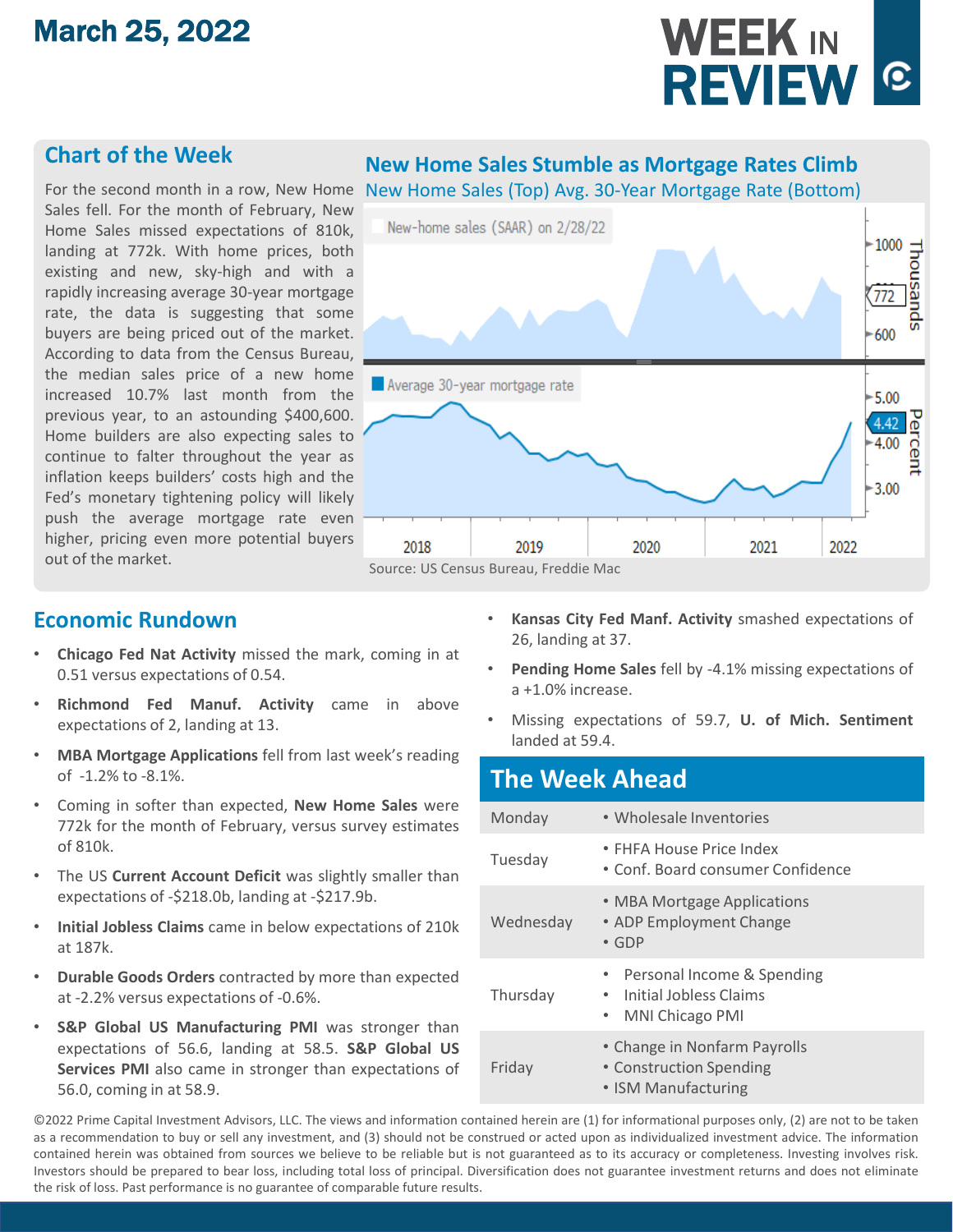# March 25, 2022

# WEEK IN REVIEW

## Chart of the Week

For the second month in a row, New Home Sales fell. For the month of February, New Home Sales missed expectations of 810k, landing at 772k. With home prices, both existing and new, sky-high and with a rapidly increasing average 30-year mortgage rate, the data is suggesting that some buyers are being priced out of the market. According to data from the Census Bureau, the median sales price of a new home increased 10.7% last month from the previous year, to an astounding $400,600. Home builders are also expecting sales to continue to falter throughout the year as inflation keeps builders' costs high and the Fed's monetary tightening policy will likely push the average mortgage rate even higher, pricing even more potential buyers out of the market.

### New Home Sales Stumble as Mortgage Rates Climb

New Home Sales (Top) Avg. 30-Year Mortgage Rate (Bottom)

Source: US Census Bureau, Freddie Mac

## Economic Rundown

- **Chicago Fed Nat Activity** missed the mark, coming in at 0.51 versus expectations of 0.54.
- **Richmond Fed Manuf. Activity** came in above expectations of 2, landing at 13.
- **MBA Mortgage Applications** fell from last week's reading of -1.2% to -8.1%.
- Coming in softer than expected, **New Home Sales** were 772k for the month of February, versus survey estimates of 810k.
- The US **Current Account Deficit** was slightly smaller than expectations of -$218.0b, landing at -$217.9b.
- **Initial Jobless Claims** came in below expectations of 210k at 187k.
- **Durable Goods Orders** contracted by more than expected at -2.2% versus expectations of -0.6%.
- **S&P Global US Manufacturing PMI** was stronger than expectations of 56.6, landing at 58.5. **S&P Global US Services PMI** also came in stronger than expectations of 56.0, coming in at 58.9.
- **Kansas City Fed Manf. Activity** smashed expectations of 26, landing at 37.
- **Pending Home Sales** fell by -4.1% missing expectations of a +1.0% increase.
- Missing expectations of 59.7, **U. of Mich. Sentiment** landed at 59.4.

## The Week Ahead

| Day | Releases |
| --- | --- |
| Monday | • Wholesale Inventories |
| Tuesday | • FHFA House Price Index<br>• Conf. Board consumer Confidence |
| Wednesday | • MBA Mortgage Applications<br>• ADP Employment Change<br>• GDP |
| Thursday | • Personal Income & Spending<br>• Initial Jobless Claims<br>• MNI Chicago PMI |
| Friday | • Change in Nonfarm Payrolls<br>• Construction Spending<br>• ISM Manufacturing |

©2022 Prime Capital Investment Advisors, LLC. The views and information contained herein are (1) for informational purposes only, (2) are not to be taken as a recommendation to buy or sell any investment, and (3) should not be construed or acted upon as individualized investment advice. The information contained herein was obtained from sources we believe to be reliable but is not guaranteed as to its accuracy or completeness. Investing involves risk. Investors should be prepared to bear loss, including total loss of principal. Diversification does not guarantee investment returns and does not eliminate the risk of loss. Past performance is no guarantee of comparable future results.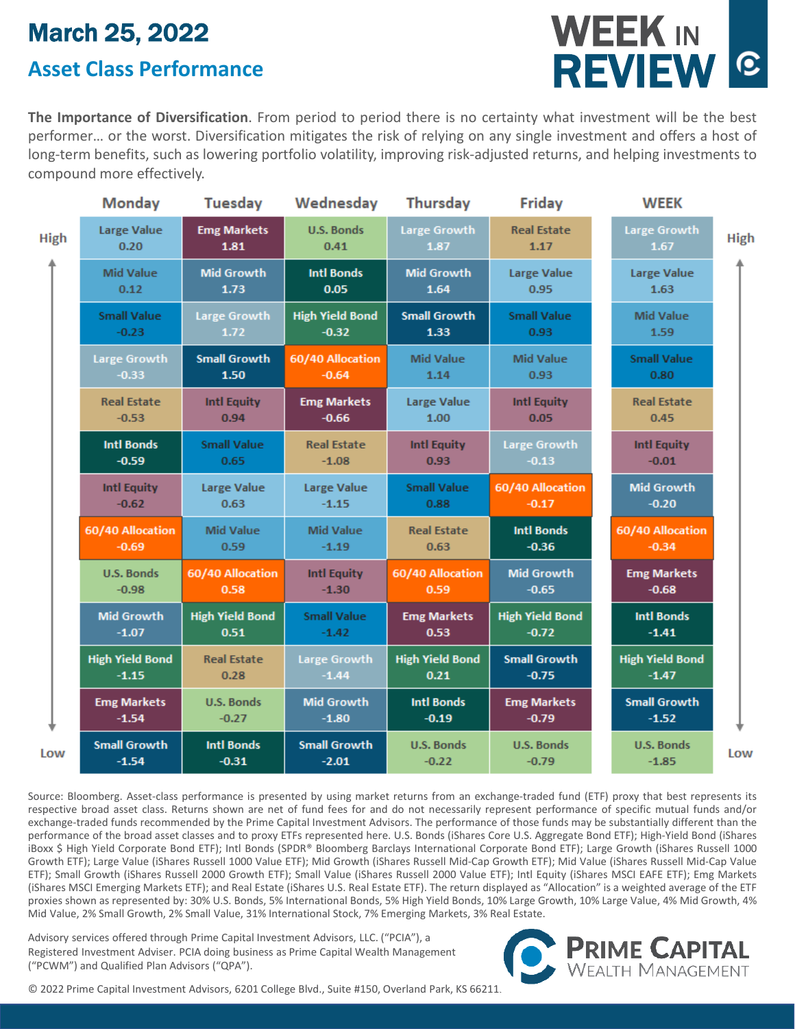# March 25, 2022

## Asset Class Performance

# WEEK IN REVIEW

**The Importance of Diversification**. From period to period there is no certainty what investment will be the best performer… or the worst. Diversification mitigates the risk of relying on any single investment and offers a host of long-term benefits, such as lowering portfolio volatility, improving risk-adjusted returns, and helping investments to compound more effectively.

| | Monday | Tuesday | Wednesday | Thursday | Friday | WEEK | |
|---|---|---|---|---|---|---|---|
| High | Large Value 0.20 | Emg Markets 1.81 | U.S. Bonds 0.41 | Large Growth 1.87 | Real Estate 1.17 | Large Growth 1.67 | High |
| | Mid Value 0.12 | Mid Growth 1.73 | Intl Bonds 0.05 | Mid Growth 1.64 | Large Value 0.95 | Large Value 1.63 | |
| | Small Value -0.23 | Large Growth 1.72 | High Yield Bond -0.32 | Small Growth 1.33 | Small Value 0.93 | Mid Value 1.59 | |
| | Large Growth -0.33 | Small Growth 1.50 | 60/40 Allocation -0.64 | Mid Value 1.14 | Mid Value 0.93 | Small Value 0.80 | |
| | Real Estate -0.53 | Intl Equity 0.94 | Emg Markets -0.66 | Large Value 1.00 | Intl Equity 0.05 | Real Estate 0.45 | |
| | Intl Bonds -0.59 | Small Value 0.65 | Real Estate -1.08 | Intl Equity 0.93 | Large Growth -0.13 | Intl Equity -0.01 | |
| | Intl Equity -0.62 | Large Value 0.63 | Large Value -1.15 | Small Value 0.88 | 60/40 Allocation -0.17 | Mid Growth -0.20 | |
| | 60/40 Allocation -0.69 | Mid Value 0.59 | Mid Value -1.19 | Real Estate 0.63 | Intl Bonds -0.36 | 60/40 Allocation -0.34 | |
| | U.S. Bonds -0.98 | 60/40 Allocation 0.58 | Intl Equity -1.30 | 60/40 Allocation 0.59 | Mid Growth -0.65 | Emg Markets -0.68 | |
| | Mid Growth -1.07 | High Yield Bond 0.51 | Small Value -1.42 | Emg Markets 0.53 | High Yield Bond -0.72 | Intl Bonds -1.41 | |
| | High Yield Bond -1.15 | Real Estate 0.28 | Large Growth -1.44 | High Yield Bond 0.21 | Small Growth -0.75 | High Yield Bond -1.47 | |
| | Emg Markets -1.54 | U.S. Bonds -0.27 | Mid Growth -1.80 | Intl Bonds -0.19 | Emg Markets -0.79 | Small Growth -1.52 | |
| Low | Small Growth -1.54 | Intl Bonds -0.31 | Small Growth -2.01 | U.S. Bonds -0.22 | U.S. Bonds -0.79 | U.S. Bonds -1.85 | Low |

Source: Bloomberg. Asset-class performance is presented by using market returns from an exchange-traded fund (ETF) proxy that best represents its respective broad asset class. Returns shown are net of fund fees for and do not necessarily represent performance of specific mutual funds and/or exchange-traded funds recommended by the Prime Capital Investment Advisors. The performance of those funds may be substantially different than the performance of the broad asset classes and to proxy ETFs represented here. U.S. Bonds (iShares Core U.S. Aggregate Bond ETF); High-Yield Bond (iShares iBoxx $ High Yield Corporate Bond ETF); Intl Bonds (SPDR® Bloomberg Barclays International Corporate Bond ETF); Large Growth (iShares Russell 1000 Growth ETF); Large Value (iShares Russell 1000 Value ETF); Mid Growth (iShares Russell Mid-Cap Growth ETF); Mid Value (iShares Russell Mid-Cap Value ETF); Small Growth (iShares Russell 2000 Growth ETF); Small Value (iShares Russell 2000 Value ETF); Intl Equity (iShares MSCI EAFE ETF); Emg Markets (iShares MSCI Emerging Markets ETF); and Real Estate (iShares U.S. Real Estate ETF). The return displayed as "Allocation" is a weighted average of the ETF proxies shown as represented by: 30% U.S. Bonds, 5% International Bonds, 5% High Yield Bonds, 10% Large Growth, 10% Large Value, 4% Mid Growth, 4% Mid Value, 2% Small Growth, 2% Small Value, 31% International Stock, 7% Emerging Markets, 3% Real Estate.

Advisory services offered through Prime Capital Investment Advisors, LLC. ("PCIA"), a Registered Investment Adviser. PCIA doing business as Prime Capital Wealth Management ("PCWM") and Qualified Plan Advisors ("QPA").

PRIME CAPITAL WEALTH MANAGEMENT

© 2022 Prime Capital Investment Advisors, 6201 College Blvd., Suite #150, Overland Park, KS 66211.